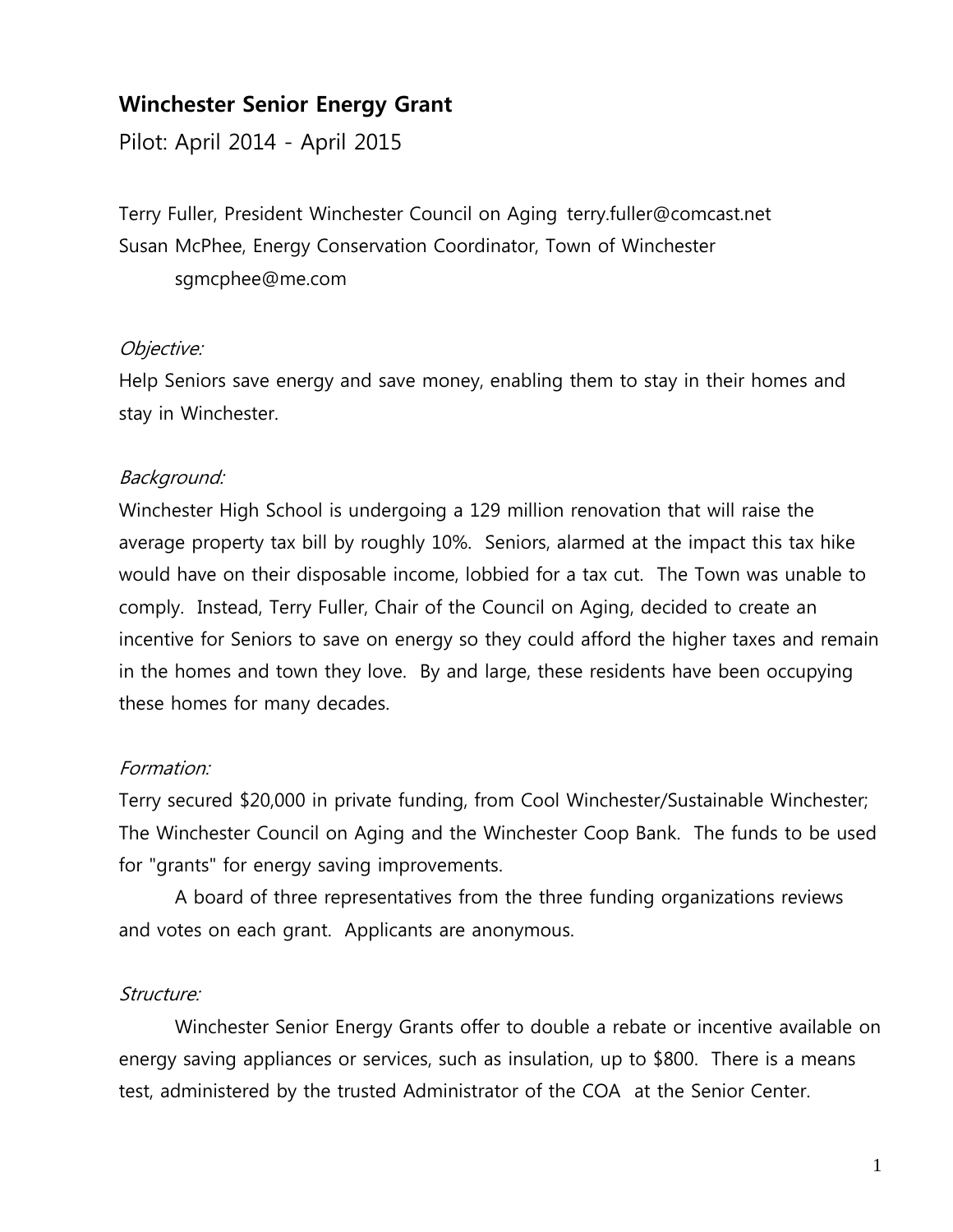# Winchester Senior Energy Grant

Pilot: April 2014 - April 2015

Terry Fuller, President Winchester Council on Aging terry.fuller@comcast.net
Susan McPhee, Energy Conservation Coordinator, Town of Winchester
sgmcphee@me.com

*Objective:*

Help Seniors save energy and save money, enabling them to stay in their homes and stay in Winchester.

*Background:*

Winchester High School is undergoing a 129 million renovation that will raise the average property tax bill by roughly 10%. Seniors, alarmed at the impact this tax hike would have on their disposable income, lobbied for a tax cut. The Town was unable to comply. Instead, Terry Fuller, Chair of the Council on Aging, decided to create an incentive for Seniors to save on energy so they could afford the higher taxes and remain in the homes and town they love. By and large, these residents have been occupying these homes for many decades.

*Formation:*

Terry secured $20,000 in private funding, from Cool Winchester/Sustainable Winchester; The Winchester Council on Aging and the Winchester Coop Bank. The funds to be used for "grants" for energy saving improvements.

A board of three representatives from the three funding organizations reviews and votes on each grant. Applicants are anonymous.

*Structure:*

Winchester Senior Energy Grants offer to double a rebate or incentive available on energy saving appliances or services, such as insulation, up to $800. There is a means test, administered by the trusted Administrator of the COA at the Senior Center.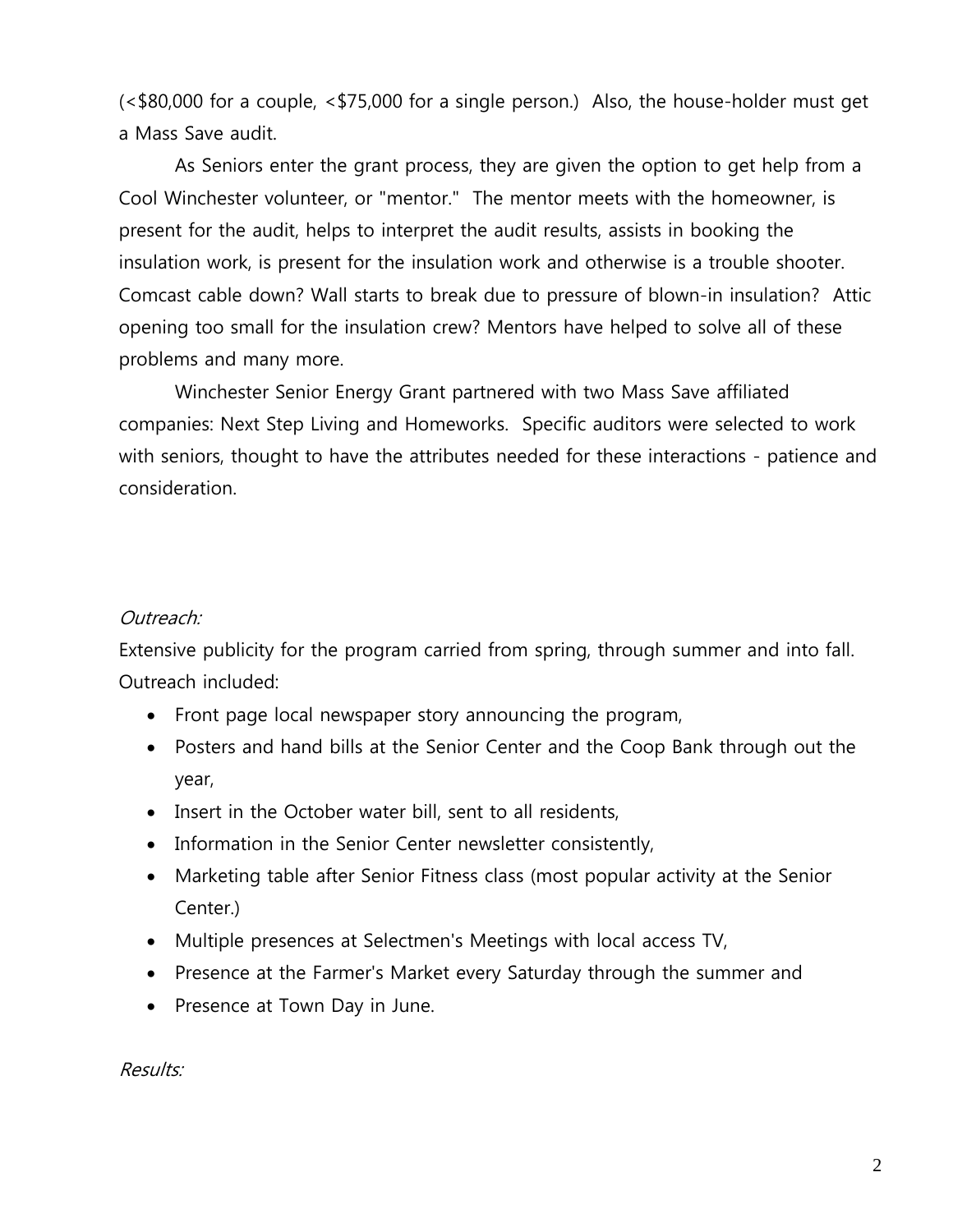(<$80,000 for a couple, <$75,000 for a single person.) Also, the house-holder must get a Mass Save audit.

As Seniors enter the grant process, they are given the option to get help from a Cool Winchester volunteer, or "mentor." The mentor meets with the homeowner, is present for the audit, helps to interpret the audit results, assists in booking the insulation work, is present for the insulation work and otherwise is a trouble shooter. Comcast cable down? Wall starts to break due to pressure of blown-in insulation? Attic opening too small for the insulation crew? Mentors have helped to solve all of these problems and many more.

Winchester Senior Energy Grant partnered with two Mass Save affiliated companies: Next Step Living and Homeworks. Specific auditors were selected to work with seniors, thought to have the attributes needed for these interactions - patience and consideration.

*Outreach:*

Extensive publicity for the program carried from spring, through summer and into fall. Outreach included:

- Front page local newspaper story announcing the program,
- Posters and hand bills at the Senior Center and the Coop Bank through out the year,
- Insert in the October water bill, sent to all residents,
- Information in the Senior Center newsletter consistently,
- Marketing table after Senior Fitness class (most popular activity at the Senior Center.)
- Multiple presences at Selectmen's Meetings with local access TV,
- Presence at the Farmer's Market every Saturday through the summer and
- Presence at Town Day in June.

*Results:*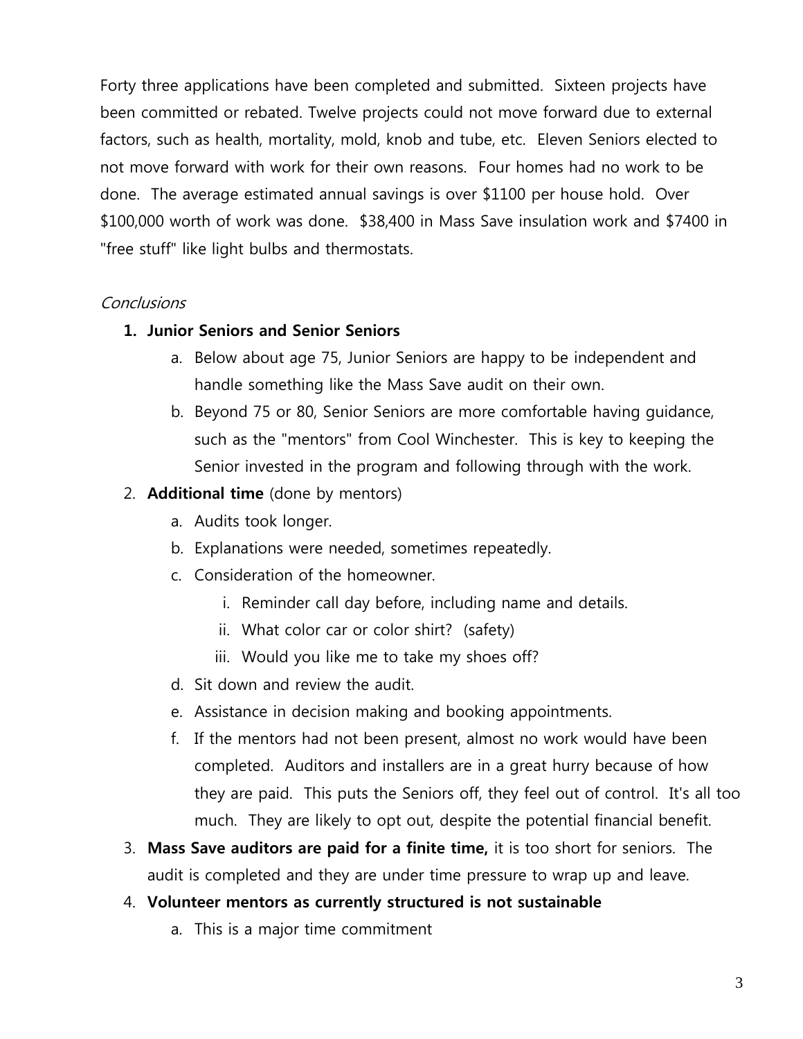Forty three applications have been completed and submitted. Sixteen projects have been committed or rebated. Twelve projects could not move forward due to external factors, such as health, mortality, mold, knob and tube, etc. Eleven Seniors elected to not move forward with work for their own reasons. Four homes had no work to be done. The average estimated annual savings is over $1100 per house hold. Over $100,000 worth of work was done. $38,400 in Mass Save insulation work and $7400 in "free stuff" like light bulbs and thermostats.

*Conclusions*

1. **Junior Seniors and Senior Seniors**
    a. Below about age 75, Junior Seniors are happy to be independent and handle something like the Mass Save audit on their own.
    b. Beyond 75 or 80, Senior Seniors are more comfortable having guidance, such as the "mentors" from Cool Winchester. This is key to keeping the Senior invested in the program and following through with the work.
2. **Additional time** (done by mentors)
    a. Audits took longer.
    b. Explanations were needed, sometimes repeatedly.
    c. Consideration of the homeowner.
        i. Reminder call day before, including name and details.
        ii. What color car or color shirt? (safety)
        iii. Would you like me to take my shoes off?
    d. Sit down and review the audit.
    e. Assistance in decision making and booking appointments.
    f. If the mentors had not been present, almost no work would have been completed. Auditors and installers are in a great hurry because of how they are paid. This puts the Seniors off, they feel out of control. It's all too much. They are likely to opt out, despite the potential financial benefit.
3. **Mass Save auditors are paid for a finite time,** it is too short for seniors. The audit is completed and they are under time pressure to wrap up and leave.
4. **Volunteer mentors as currently structured is not sustainable**
    a. This is a major time commitment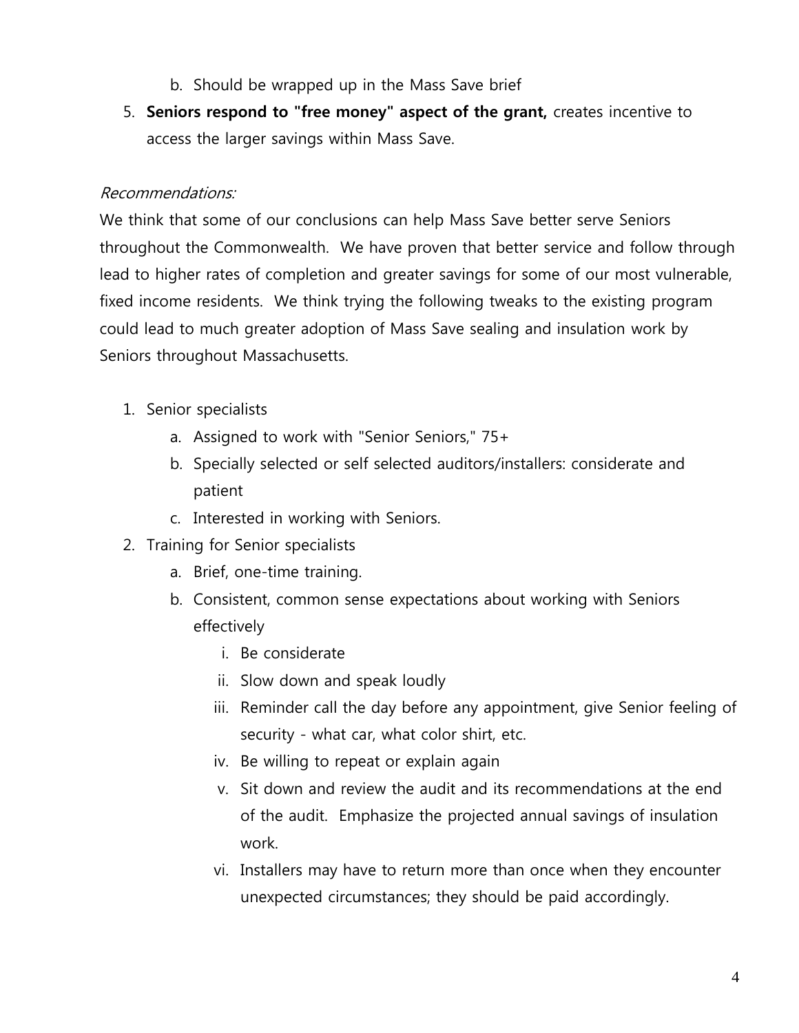b. Should be wrapped up in the Mass Save brief

5. **Seniors respond to "free money" aspect of the grant,** creates incentive to access the larger savings within Mass Save.

*Recommendations:*

We think that some of our conclusions can help Mass Save better serve Seniors throughout the Commonwealth. We have proven that better service and follow through lead to higher rates of completion and greater savings for some of our most vulnerable, fixed income residents. We think trying the following tweaks to the existing program could lead to much greater adoption of Mass Save sealing and insulation work by Seniors throughout Massachusetts.

1. Senior specialists
    a. Assigned to work with "Senior Seniors," 75+
    b. Specially selected or self selected auditors/installers: considerate and patient
    c. Interested in working with Seniors.
2. Training for Senior specialists
    a. Brief, one-time training.
    b. Consistent, common sense expectations about working with Seniors effectively
        i. Be considerate
        ii. Slow down and speak loudly
        iii. Reminder call the day before any appointment, give Senior feeling of security - what car, what color shirt, etc.
        iv. Be willing to repeat or explain again
        v. Sit down and review the audit and its recommendations at the end of the audit. Emphasize the projected annual savings of insulation work.
        vi. Installers may have to return more than once when they encounter unexpected circumstances; they should be paid accordingly.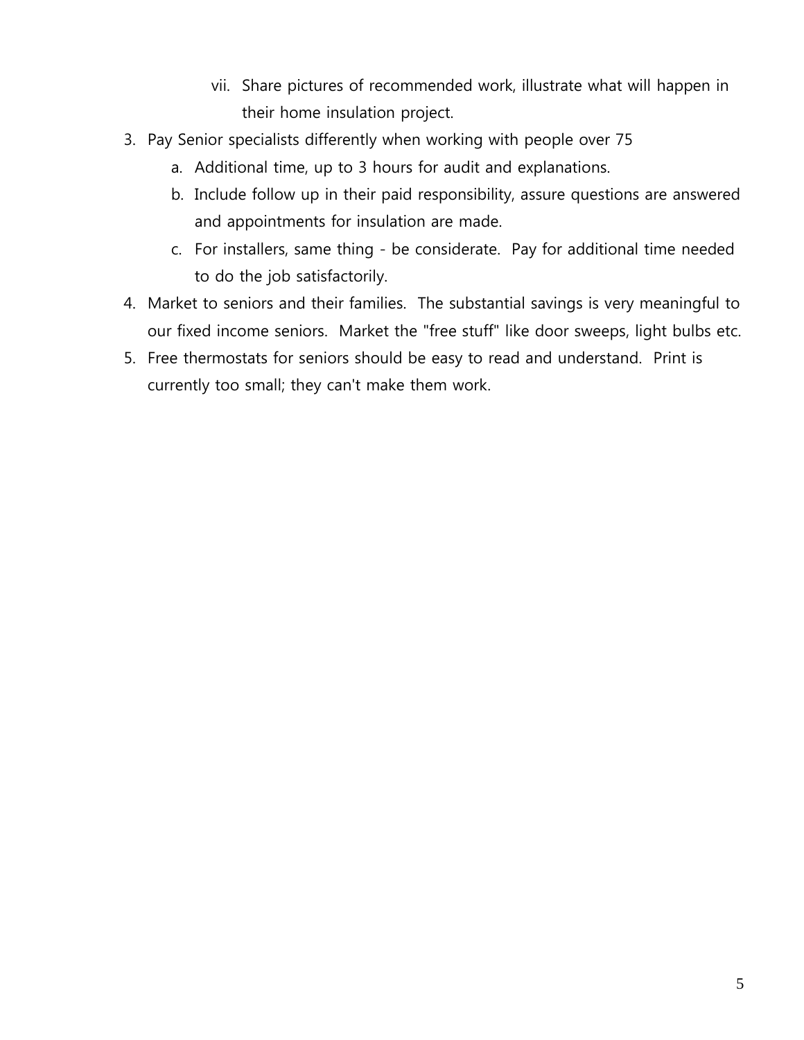vii. Share pictures of recommended work, illustrate what will happen in their home insulation project.

3. Pay Senior specialists differently when working with people over 75
   a. Additional time, up to 3 hours for audit and explanations.
   b. Include follow up in their paid responsibility, assure questions are answered and appointments for insulation are made.
   c. For installers, same thing - be considerate.  Pay for additional time needed to do the job satisfactorily.
4. Market to seniors and their families.  The substantial savings is very meaningful to our fixed income seniors.  Market the "free stuff" like door sweeps, light bulbs etc.
5. Free thermostats for seniors should be easy to read and understand.  Print is currently too small; they can't make them work.